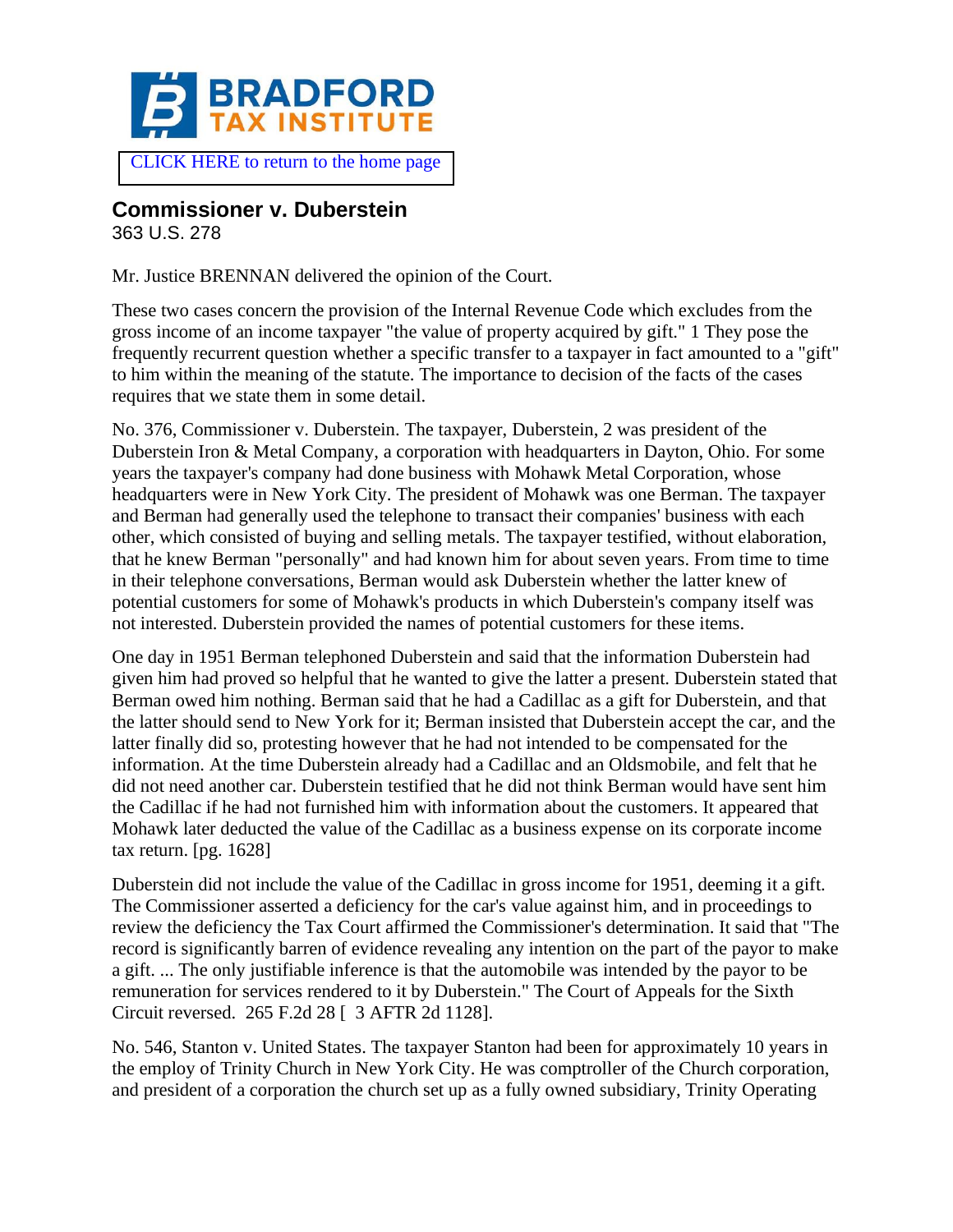BRADFORD TAX INSTITUTE

CLICK HERE to return to the home page

## Commissioner v. Duberstein

363 U.S. 278

Mr. Justice BRENNAN delivered the opinion of the Court.

These two cases concern the provision of the Internal Revenue Code which excludes from the gross income of an income taxpayer "the value of property acquired by gift." 1 They pose the frequently recurrent question whether a specific transfer to a taxpayer in fact amounted to a "gift" to him within the meaning of the statute. The importance to decision of the facts of the cases requires that we state them in some detail.

No. 376, Commissioner v. Duberstein. The taxpayer, Duberstein, 2 was president of the Duberstein Iron & Metal Company, a corporation with headquarters in Dayton, Ohio. For some years the taxpayer's company had done business with Mohawk Metal Corporation, whose headquarters were in New York City. The president of Mohawk was one Berman. The taxpayer and Berman had generally used the telephone to transact their companies' business with each other, which consisted of buying and selling metals. The taxpayer testified, without elaboration, that he knew Berman "personally" and had known him for about seven years. From time to time in their telephone conversations, Berman would ask Duberstein whether the latter knew of potential customers for some of Mohawk's products in which Duberstein's company itself was not interested. Duberstein provided the names of potential customers for these items.

One day in 1951 Berman telephoned Duberstein and said that the information Duberstein had given him had proved so helpful that he wanted to give the latter a present. Duberstein stated that Berman owed him nothing. Berman said that he had a Cadillac as a gift for Duberstein, and that the latter should send to New York for it; Berman insisted that Duberstein accept the car, and the latter finally did so, protesting however that he had not intended to be compensated for the information. At the time Duberstein already had a Cadillac and an Oldsmobile, and felt that he did not need another car. Duberstein testified that he did not think Berman would have sent him the Cadillac if he had not furnished him with information about the customers. It appeared that Mohawk later deducted the value of the Cadillac as a business expense on its corporate income tax return. [pg. 1628]

Duberstein did not include the value of the Cadillac in gross income for 1951, deeming it a gift. The Commissioner asserted a deficiency for the car's value against him, and in proceedings to review the deficiency the Tax Court affirmed the Commissioner's determination. It said that "The record is significantly barren of evidence revealing any intention on the part of the payor to make a gift. ... The only justifiable inference is that the automobile was intended by the payor to be remuneration for services rendered to it by Duberstein." The Court of Appeals for the Sixth Circuit reversed. 265 F.2d 28 [ 3 AFTR 2d 1128].

No. 546, Stanton v. United States. The taxpayer Stanton had been for approximately 10 years in the employ of Trinity Church in New York City. He was comptroller of the Church corporation, and president of a corporation the church set up as a fully owned subsidiary, Trinity Operating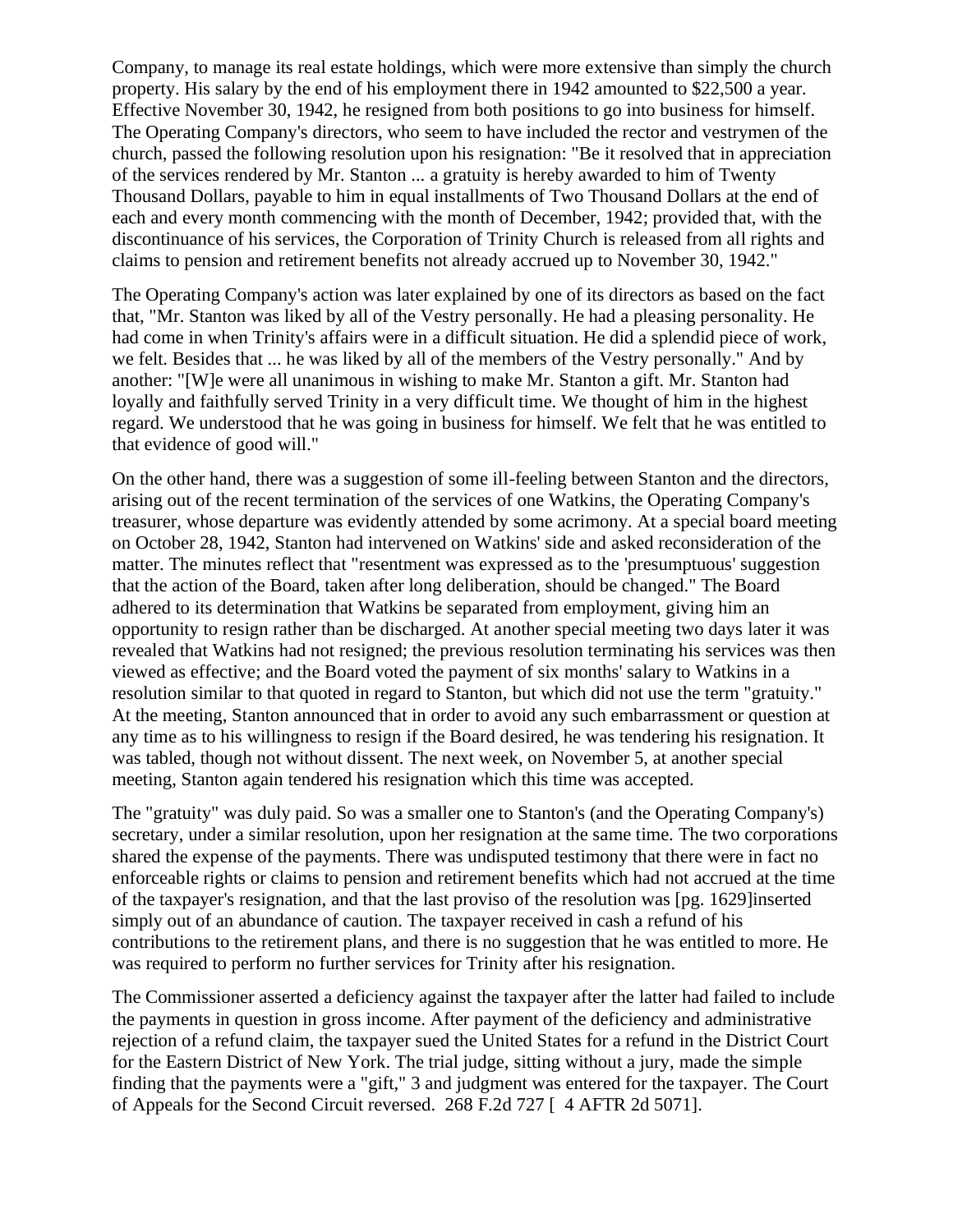Company, to manage its real estate holdings, which were more extensive than simply the church property. His salary by the end of his employment there in 1942 amounted to $22,500 a year. Effective November 30, 1942, he resigned from both positions to go into business for himself. The Operating Company's directors, who seem to have included the rector and vestrymen of the church, passed the following resolution upon his resignation: "Be it resolved that in appreciation of the services rendered by Mr. Stanton ... a gratuity is hereby awarded to him of Twenty Thousand Dollars, payable to him in equal installments of Two Thousand Dollars at the end of each and every month commencing with the month of December, 1942; provided that, with the discontinuance of his services, the Corporation of Trinity Church is released from all rights and claims to pension and retirement benefits not already accrued up to November 30, 1942."

The Operating Company's action was later explained by one of its directors as based on the fact that, "Mr. Stanton was liked by all of the Vestry personally. He had a pleasing personality. He had come in when Trinity's affairs were in a difficult situation. He did a splendid piece of work, we felt. Besides that ... he was liked by all of the members of the Vestry personally." And by another: "[W]e were all unanimous in wishing to make Mr. Stanton a gift. Mr. Stanton had loyally and faithfully served Trinity in a very difficult time. We thought of him in the highest regard. We understood that he was going in business for himself. We felt that he was entitled to that evidence of good will."

On the other hand, there was a suggestion of some ill-feeling between Stanton and the directors, arising out of the recent termination of the services of one Watkins, the Operating Company's treasurer, whose departure was evidently attended by some acrimony. At a special board meeting on October 28, 1942, Stanton had intervened on Watkins' side and asked reconsideration of the matter. The minutes reflect that "resentment was expressed as to the 'presumptuous' suggestion that the action of the Board, taken after long deliberation, should be changed." The Board adhered to its determination that Watkins be separated from employment, giving him an opportunity to resign rather than be discharged. At another special meeting two days later it was revealed that Watkins had not resigned; the previous resolution terminating his services was then viewed as effective; and the Board voted the payment of six months' salary to Watkins in a resolution similar to that quoted in regard to Stanton, but which did not use the term "gratuity." At the meeting, Stanton announced that in order to avoid any such embarrassment or question at any time as to his willingness to resign if the Board desired, he was tendering his resignation. It was tabled, though not without dissent. The next week, on November 5, at another special meeting, Stanton again tendered his resignation which this time was accepted.

The "gratuity" was duly paid. So was a smaller one to Stanton's (and the Operating Company's) secretary, under a similar resolution, upon her resignation at the same time. The two corporations shared the expense of the payments. There was undisputed testimony that there were in fact no enforceable rights or claims to pension and retirement benefits which had not accrued at the time of the taxpayer's resignation, and that the last proviso of the resolution was [pg. 1629]inserted simply out of an abundance of caution. The taxpayer received in cash a refund of his contributions to the retirement plans, and there is no suggestion that he was entitled to more. He was required to perform no further services for Trinity after his resignation.

The Commissioner asserted a deficiency against the taxpayer after the latter had failed to include the payments in question in gross income. After payment of the deficiency and administrative rejection of a refund claim, the taxpayer sued the United States for a refund in the District Court for the Eastern District of New York. The trial judge, sitting without a jury, made the simple finding that the payments were a "gift," 3 and judgment was entered for the taxpayer. The Court of Appeals for the Second Circuit reversed. 268 F.2d 727 [ 4 AFTR 2d 5071].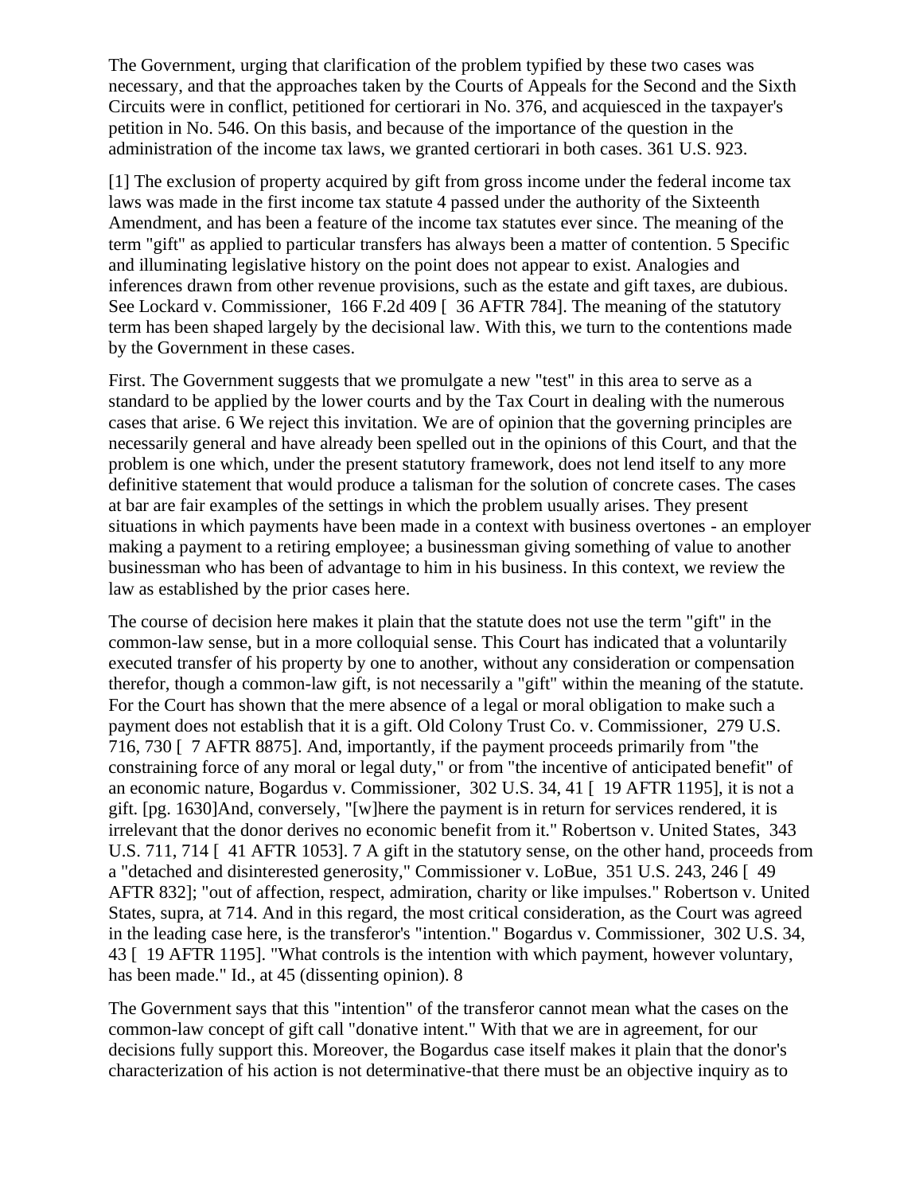The Government, urging that clarification of the problem typified by these two cases was necessary, and that the approaches taken by the Courts of Appeals for the Second and the Sixth Circuits were in conflict, petitioned for certiorari in No. 376, and acquiesced in the taxpayer's petition in No. 546. On this basis, and because of the importance of the question in the administration of the income tax laws, we granted certiorari in both cases. 361 U.S. 923.

[1] The exclusion of property acquired by gift from gross income under the federal income tax laws was made in the first income tax statute 4 passed under the authority of the Sixteenth Amendment, and has been a feature of the income tax statutes ever since. The meaning of the term "gift" as applied to particular transfers has always been a matter of contention. 5 Specific and illuminating legislative history on the point does not appear to exist. Analogies and inferences drawn from other revenue provisions, such as the estate and gift taxes, are dubious. See Lockard v. Commissioner, 166 F.2d 409 [ 36 AFTR 784]. The meaning of the statutory term has been shaped largely by the decisional law. With this, we turn to the contentions made by the Government in these cases.

First. The Government suggests that we promulgate a new "test" in this area to serve as a standard to be applied by the lower courts and by the Tax Court in dealing with the numerous cases that arise. 6 We reject this invitation. We are of opinion that the governing principles are necessarily general and have already been spelled out in the opinions of this Court, and that the problem is one which, under the present statutory framework, does not lend itself to any more definitive statement that would produce a talisman for the solution of concrete cases. The cases at bar are fair examples of the settings in which the problem usually arises. They present situations in which payments have been made in a context with business overtones - an employer making a payment to a retiring employee; a businessman giving something of value to another businessman who has been of advantage to him in his business. In this context, we review the law as established by the prior cases here.

The course of decision here makes it plain that the statute does not use the term "gift" in the common-law sense, but in a more colloquial sense. This Court has indicated that a voluntarily executed transfer of his property by one to another, without any consideration or compensation therefor, though a common-law gift, is not necessarily a "gift" within the meaning of the statute. For the Court has shown that the mere absence of a legal or moral obligation to make such a payment does not establish that it is a gift. Old Colony Trust Co. v. Commissioner, 279 U.S. 716, 730 [ 7 AFTR 8875]. And, importantly, if the payment proceeds primarily from "the constraining force of any moral or legal duty," or from "the incentive of anticipated benefit" of an economic nature, Bogardus v. Commissioner, 302 U.S. 34, 41 [ 19 AFTR 1195], it is not a gift. [pg. 1630]And, conversely, "[w]here the payment is in return for services rendered, it is irrelevant that the donor derives no economic benefit from it." Robertson v. United States, 343 U.S. 711, 714 [ 41 AFTR 1053]. 7 A gift in the statutory sense, on the other hand, proceeds from a "detached and disinterested generosity," Commissioner v. LoBue, 351 U.S. 243, 246 [ 49 AFTR 832]; "out of affection, respect, admiration, charity or like impulses." Robertson v. United States, supra, at 714. And in this regard, the most critical consideration, as the Court was agreed in the leading case here, is the transferor's "intention." Bogardus v. Commissioner, 302 U.S. 34, 43 [ 19 AFTR 1195]. "What controls is the intention with which payment, however voluntary, has been made." Id., at 45 (dissenting opinion). 8

The Government says that this "intention" of the transferor cannot mean what the cases on the common-law concept of gift call "donative intent." With that we are in agreement, for our decisions fully support this. Moreover, the Bogardus case itself makes it plain that the donor's characterization of his action is not determinative-that there must be an objective inquiry as to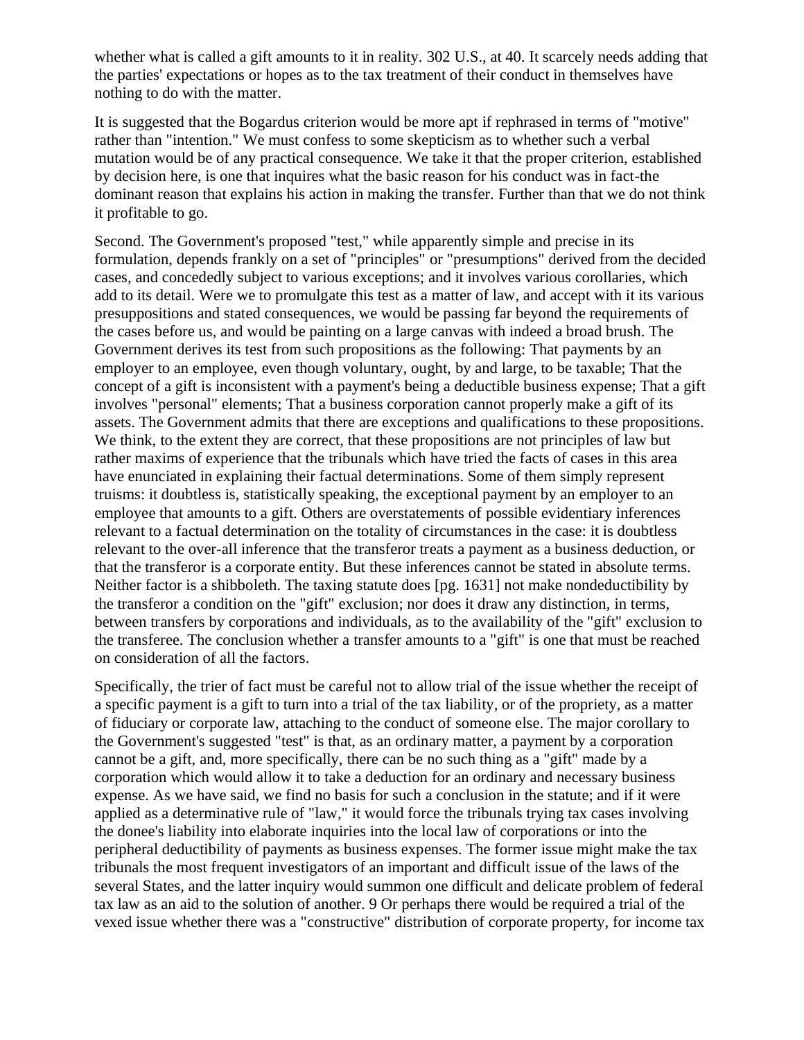whether what is called a gift amounts to it in reality. 302 U.S., at 40. It scarcely needs adding that the parties' expectations or hopes as to the tax treatment of their conduct in themselves have nothing to do with the matter.

It is suggested that the Bogardus criterion would be more apt if rephrased in terms of "motive" rather than "intention." We must confess to some skepticism as to whether such a verbal mutation would be of any practical consequence. We take it that the proper criterion, established by decision here, is one that inquires what the basic reason for his conduct was in fact-the dominant reason that explains his action in making the transfer. Further than that we do not think it profitable to go.

Second. The Government's proposed "test," while apparently simple and precise in its formulation, depends frankly on a set of "principles" or "presumptions" derived from the decided cases, and concededly subject to various exceptions; and it involves various corollaries, which add to its detail. Were we to promulgate this test as a matter of law, and accept with it its various presuppositions and stated consequences, we would be passing far beyond the requirements of the cases before us, and would be painting on a large canvas with indeed a broad brush. The Government derives its test from such propositions as the following: That payments by an employer to an employee, even though voluntary, ought, by and large, to be taxable; That the concept of a gift is inconsistent with a payment's being a deductible business expense; That a gift involves "personal" elements; That a business corporation cannot properly make a gift of its assets. The Government admits that there are exceptions and qualifications to these propositions. We think, to the extent they are correct, that these propositions are not principles of law but rather maxims of experience that the tribunals which have tried the facts of cases in this area have enunciated in explaining their factual determinations. Some of them simply represent truisms: it doubtless is, statistically speaking, the exceptional payment by an employer to an employee that amounts to a gift. Others are overstatements of possible evidentiary inferences relevant to a factual determination on the totality of circumstances in the case: it is doubtless relevant to the over-all inference that the transferor treats a payment as a business deduction, or that the transferor is a corporate entity. But these inferences cannot be stated in absolute terms. Neither factor is a shibboleth. The taxing statute does [pg. 1631] not make nondeductibility by the transferor a condition on the "gift" exclusion; nor does it draw any distinction, in terms, between transfers by corporations and individuals, as to the availability of the "gift" exclusion to the transferee. The conclusion whether a transfer amounts to a "gift" is one that must be reached on consideration of all the factors.

Specifically, the trier of fact must be careful not to allow trial of the issue whether the receipt of a specific payment is a gift to turn into a trial of the tax liability, or of the propriety, as a matter of fiduciary or corporate law, attaching to the conduct of someone else. The major corollary to the Government's suggested "test" is that, as an ordinary matter, a payment by a corporation cannot be a gift, and, more specifically, there can be no such thing as a "gift" made by a corporation which would allow it to take a deduction for an ordinary and necessary business expense. As we have said, we find no basis for such a conclusion in the statute; and if it were applied as a determinative rule of "law," it would force the tribunals trying tax cases involving the donee's liability into elaborate inquiries into the local law of corporations or into the peripheral deductibility of payments as business expenses. The former issue might make the tax tribunals the most frequent investigators of an important and difficult issue of the laws of the several States, and the latter inquiry would summon one difficult and delicate problem of federal tax law as an aid to the solution of another. 9 Or perhaps there would be required a trial of the vexed issue whether there was a "constructive" distribution of corporate property, for income tax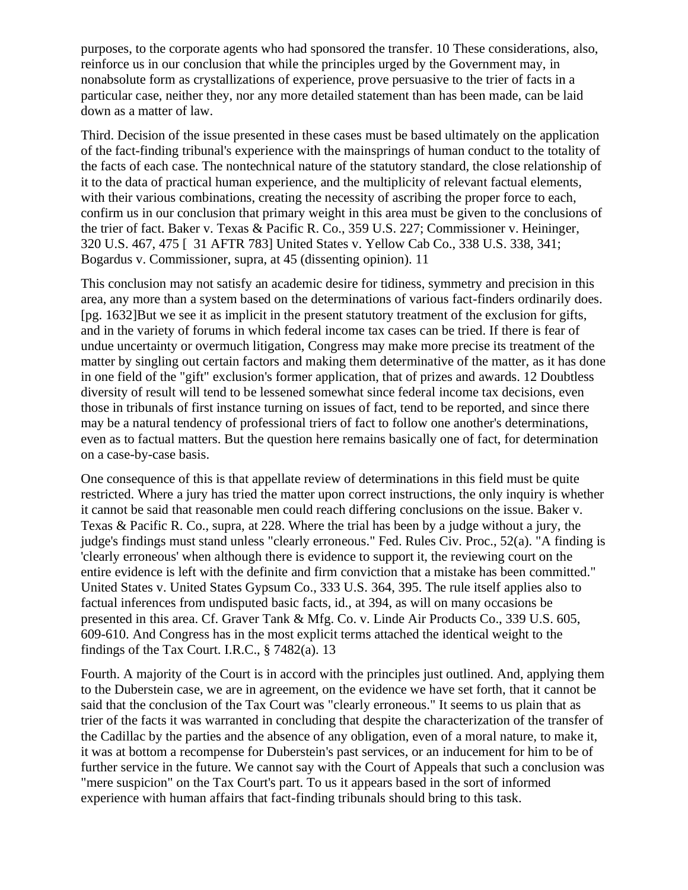purposes, to the corporate agents who had sponsored the transfer. 10 These considerations, also, reinforce us in our conclusion that while the principles urged by the Government may, in nonabsolute form as crystallizations of experience, prove persuasive to the trier of facts in a particular case, neither they, nor any more detailed statement than has been made, can be laid down as a matter of law.

Third. Decision of the issue presented in these cases must be based ultimately on the application of the fact-finding tribunal's experience with the mainsprings of human conduct to the totality of the facts of each case. The nontechnical nature of the statutory standard, the close relationship of it to the data of practical human experience, and the multiplicity of relevant factual elements, with their various combinations, creating the necessity of ascribing the proper force to each, confirm us in our conclusion that primary weight in this area must be given to the conclusions of the trier of fact. Baker v. Texas & Pacific R. Co., 359 U.S. 227; Commissioner v. Heininger, 320 U.S. 467, 475 [ 31 AFTR 783] United States v. Yellow Cab Co., 338 U.S. 338, 341; Bogardus v. Commissioner, supra, at 45 (dissenting opinion). 11

This conclusion may not satisfy an academic desire for tidiness, symmetry and precision in this area, any more than a system based on the determinations of various fact-finders ordinarily does. [pg. 1632]But we see it as implicit in the present statutory treatment of the exclusion for gifts, and in the variety of forums in which federal income tax cases can be tried. If there is fear of undue uncertainty or overmuch litigation, Congress may make more precise its treatment of the matter by singling out certain factors and making them determinative of the matter, as it has done in one field of the "gift" exclusion's former application, that of prizes and awards. 12 Doubtless diversity of result will tend to be lessened somewhat since federal income tax decisions, even those in tribunals of first instance turning on issues of fact, tend to be reported, and since there may be a natural tendency of professional triers of fact to follow one another's determinations, even as to factual matters. But the question here remains basically one of fact, for determination on a case-by-case basis.

One consequence of this is that appellate review of determinations in this field must be quite restricted. Where a jury has tried the matter upon correct instructions, the only inquiry is whether it cannot be said that reasonable men could reach differing conclusions on the issue. Baker v. Texas & Pacific R. Co., supra, at 228. Where the trial has been by a judge without a jury, the judge's findings must stand unless "clearly erroneous." Fed. Rules Civ. Proc., 52(a). "A finding is 'clearly erroneous' when although there is evidence to support it, the reviewing court on the entire evidence is left with the definite and firm conviction that a mistake has been committed." United States v. United States Gypsum Co., 333 U.S. 364, 395. The rule itself applies also to factual inferences from undisputed basic facts, id., at 394, as will on many occasions be presented in this area. Cf. Graver Tank & Mfg. Co. v. Linde Air Products Co., 339 U.S. 605, 609-610. And Congress has in the most explicit terms attached the identical weight to the findings of the Tax Court. I.R.C., § 7482(a). 13

Fourth. A majority of the Court is in accord with the principles just outlined. And, applying them to the Duberstein case, we are in agreement, on the evidence we have set forth, that it cannot be said that the conclusion of the Tax Court was "clearly erroneous." It seems to us plain that as trier of the facts it was warranted in concluding that despite the characterization of the transfer of the Cadillac by the parties and the absence of any obligation, even of a moral nature, to make it, it was at bottom a recompense for Duberstein's past services, or an inducement for him to be of further service in the future. We cannot say with the Court of Appeals that such a conclusion was "mere suspicion" on the Tax Court's part. To us it appears based in the sort of informed experience with human affairs that fact-finding tribunals should bring to this task.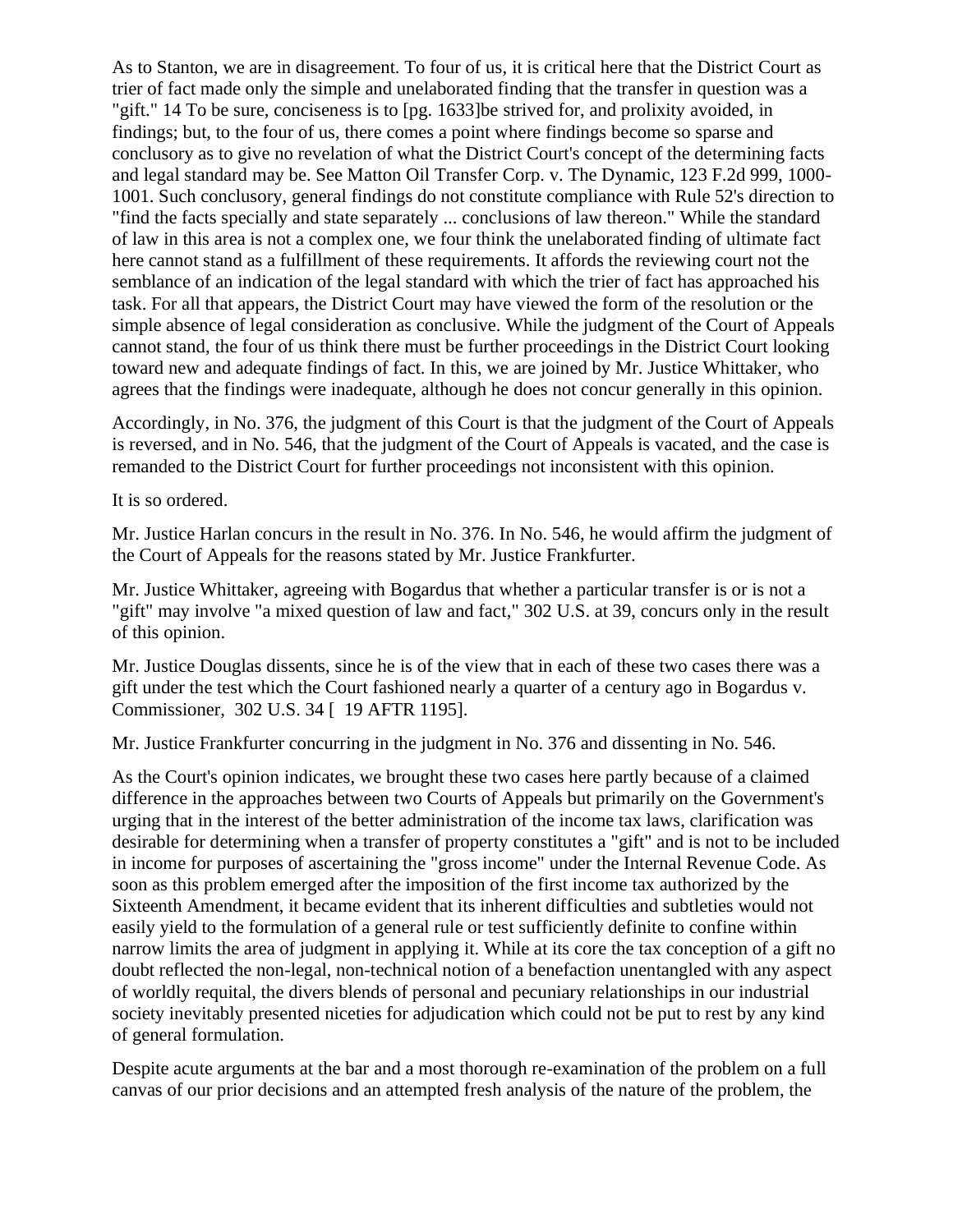As to Stanton, we are in disagreement. To four of us, it is critical here that the District Court as trier of fact made only the simple and unelaborated finding that the transfer in question was a "gift." 14 To be sure, conciseness is to [pg. 1633]be strived for, and prolixity avoided, in findings; but, to the four of us, there comes a point where findings become so sparse and conclusory as to give no revelation of what the District Court's concept of the determining facts and legal standard may be. See Matton Oil Transfer Corp. v. The Dynamic, 123 F.2d 999, 1000-1001. Such conclusory, general findings do not constitute compliance with Rule 52's direction to "find the facts specially and state separately ... conclusions of law thereon." While the standard of law in this area is not a complex one, we four think the unelaborated finding of ultimate fact here cannot stand as a fulfillment of these requirements. It affords the reviewing court not the semblance of an indication of the legal standard with which the trier of fact has approached his task. For all that appears, the District Court may have viewed the form of the resolution or the simple absence of legal consideration as conclusive. While the judgment of the Court of Appeals cannot stand, the four of us think there must be further proceedings in the District Court looking toward new and adequate findings of fact. In this, we are joined by Mr. Justice Whittaker, who agrees that the findings were inadequate, although he does not concur generally in this opinion.

Accordingly, in No. 376, the judgment of this Court is that the judgment of the Court of Appeals is reversed, and in No. 546, that the judgment of the Court of Appeals is vacated, and the case is remanded to the District Court for further proceedings not inconsistent with this opinion.

It is so ordered.

Mr. Justice Harlan concurs in the result in No. 376. In No. 546, he would affirm the judgment of the Court of Appeals for the reasons stated by Mr. Justice Frankfurter.

Mr. Justice Whittaker, agreeing with Bogardus that whether a particular transfer is or is not a "gift" may involve "a mixed question of law and fact," 302 U.S. at 39, concurs only in the result of this opinion.

Mr. Justice Douglas dissents, since he is of the view that in each of these two cases there was a gift under the test which the Court fashioned nearly a quarter of a century ago in Bogardus v. Commissioner, 302 U.S. 34 [ 19 AFTR 1195].

Mr. Justice Frankfurter concurring in the judgment in No. 376 and dissenting in No. 546.

As the Court's opinion indicates, we brought these two cases here partly because of a claimed difference in the approaches between two Courts of Appeals but primarily on the Government's urging that in the interest of the better administration of the income tax laws, clarification was desirable for determining when a transfer of property constitutes a "gift" and is not to be included in income for purposes of ascertaining the "gross income" under the Internal Revenue Code. As soon as this problem emerged after the imposition of the first income tax authorized by the Sixteenth Amendment, it became evident that its inherent difficulties and subtleties would not easily yield to the formulation of a general rule or test sufficiently definite to confine within narrow limits the area of judgment in applying it. While at its core the tax conception of a gift no doubt reflected the non-legal, non-technical notion of a benefaction unentangled with any aspect of worldly requital, the divers blends of personal and pecuniary relationships in our industrial society inevitably presented niceties for adjudication which could not be put to rest by any kind of general formulation.

Despite acute arguments at the bar and a most thorough re-examination of the problem on a full canvas of our prior decisions and an attempted fresh analysis of the nature of the problem, the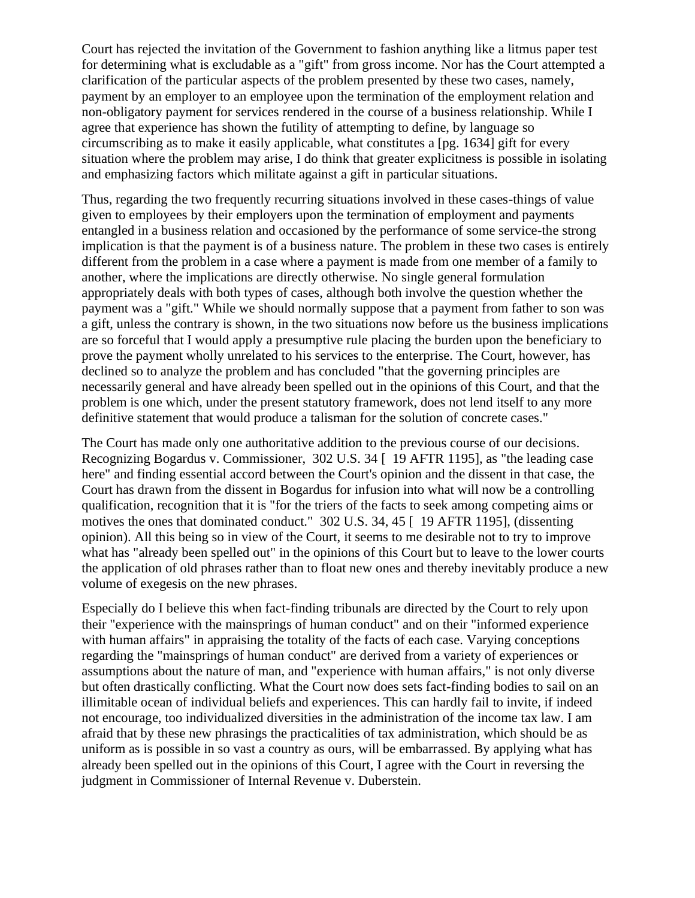Court has rejected the invitation of the Government to fashion anything like a litmus paper test for determining what is excludable as a "gift" from gross income. Nor has the Court attempted a clarification of the particular aspects of the problem presented by these two cases, namely, payment by an employer to an employee upon the termination of the employment relation and non-obligatory payment for services rendered in the course of a business relationship. While I agree that experience has shown the futility of attempting to define, by language so circumscribing as to make it easily applicable, what constitutes a [pg. 1634] gift for every situation where the problem may arise, I do think that greater explicitness is possible in isolating and emphasizing factors which militate against a gift in particular situations.

Thus, regarding the two frequently recurring situations involved in these cases-things of value given to employees by their employers upon the termination of employment and payments entangled in a business relation and occasioned by the performance of some service-the strong implication is that the payment is of a business nature. The problem in these two cases is entirely different from the problem in a case where a payment is made from one member of a family to another, where the implications are directly otherwise. No single general formulation appropriately deals with both types of cases, although both involve the question whether the payment was a "gift." While we should normally suppose that a payment from father to son was a gift, unless the contrary is shown, in the two situations now before us the business implications are so forceful that I would apply a presumptive rule placing the burden upon the beneficiary to prove the payment wholly unrelated to his services to the enterprise. The Court, however, has declined so to analyze the problem and has concluded "that the governing principles are necessarily general and have already been spelled out in the opinions of this Court, and that the problem is one which, under the present statutory framework, does not lend itself to any more definitive statement that would produce a talisman for the solution of concrete cases."

The Court has made only one authoritative addition to the previous course of our decisions. Recognizing Bogardus v. Commissioner, 302 U.S. 34 [ 19 AFTR 1195], as "the leading case here" and finding essential accord between the Court's opinion and the dissent in that case, the Court has drawn from the dissent in Bogardus for infusion into what will now be a controlling qualification, recognition that it is "for the triers of the facts to seek among competing aims or motives the ones that dominated conduct." 302 U.S. 34, 45 [ 19 AFTR 1195], (dissenting opinion). All this being so in view of the Court, it seems to me desirable not to try to improve what has "already been spelled out" in the opinions of this Court but to leave to the lower courts the application of old phrases rather than to float new ones and thereby inevitably produce a new volume of exegesis on the new phrases.

Especially do I believe this when fact-finding tribunals are directed by the Court to rely upon their "experience with the mainsprings of human conduct" and on their "informed experience with human affairs" in appraising the totality of the facts of each case. Varying conceptions regarding the "mainsprings of human conduct" are derived from a variety of experiences or assumptions about the nature of man, and "experience with human affairs," is not only diverse but often drastically conflicting. What the Court now does sets fact-finding bodies to sail on an illimitable ocean of individual beliefs and experiences. This can hardly fail to invite, if indeed not encourage, too individualized diversities in the administration of the income tax law. I am afraid that by these new phrasings the practicalities of tax administration, which should be as uniform as is possible in so vast a country as ours, will be embarrassed. By applying what has already been spelled out in the opinions of this Court, I agree with the Court in reversing the judgment in Commissioner of Internal Revenue v. Duberstein.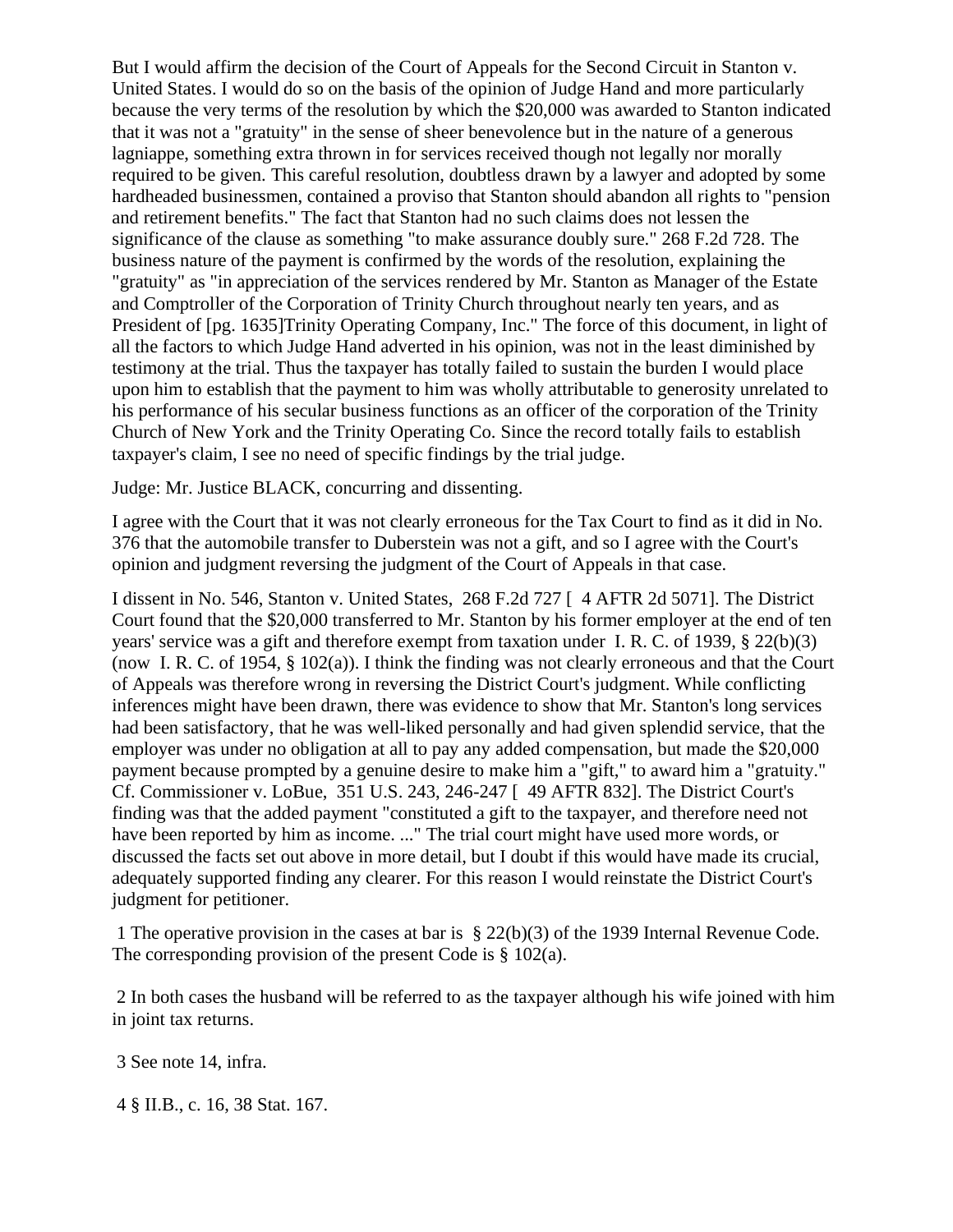But I would affirm the decision of the Court of Appeals for the Second Circuit in Stanton v. United States. I would do so on the basis of the opinion of Judge Hand and more particularly because the very terms of the resolution by which the $20,000 was awarded to Stanton indicated that it was not a "gratuity" in the sense of sheer benevolence but in the nature of a generous lagniappe, something extra thrown in for services received though not legally nor morally required to be given. This careful resolution, doubtless drawn by a lawyer and adopted by some hardheaded businessmen, contained a proviso that Stanton should abandon all rights to "pension and retirement benefits." The fact that Stanton had no such claims does not lessen the significance of the clause as something "to make assurance doubly sure." 268 F.2d 728. The business nature of the payment is confirmed by the words of the resolution, explaining the "gratuity" as "in appreciation of the services rendered by Mr. Stanton as Manager of the Estate and Comptroller of the Corporation of Trinity Church throughout nearly ten years, and as President of [pg. 1635]Trinity Operating Company, Inc." The force of this document, in light of all the factors to which Judge Hand adverted in his opinion, was not in the least diminished by testimony at the trial. Thus the taxpayer has totally failed to sustain the burden I would place upon him to establish that the payment to him was wholly attributable to generosity unrelated to his performance of his secular business functions as an officer of the corporation of the Trinity Church of New York and the Trinity Operating Co. Since the record totally fails to establish taxpayer's claim, I see no need of specific findings by the trial judge.

Judge: Mr. Justice BLACK, concurring and dissenting.

I agree with the Court that it was not clearly erroneous for the Tax Court to find as it did in No. 376 that the automobile transfer to Duberstein was not a gift, and so I agree with the Court's opinion and judgment reversing the judgment of the Court of Appeals in that case.

I dissent in No. 546, Stanton v. United States, 268 F.2d 727 [ 4 AFTR 2d 5071]. The District Court found that the $20,000 transferred to Mr. Stanton by his former employer at the end of ten years' service was a gift and therefore exempt from taxation under I. R. C. of 1939, § 22(b)(3) (now I. R. C. of 1954, § 102(a)). I think the finding was not clearly erroneous and that the Court of Appeals was therefore wrong in reversing the District Court's judgment. While conflicting inferences might have been drawn, there was evidence to show that Mr. Stanton's long services had been satisfactory, that he was well-liked personally and had given splendid service, that the employer was under no obligation at all to pay any added compensation, but made the $20,000 payment because prompted by a genuine desire to make him a "gift," to award him a "gratuity." Cf. Commissioner v. LoBue, 351 U.S. 243, 246-247 [ 49 AFTR 832]. The District Court's finding was that the added payment "constituted a gift to the taxpayer, and therefore need not have been reported by him as income. ..." The trial court might have used more words, or discussed the facts set out above in more detail, but I doubt if this would have made its crucial, adequately supported finding any clearer. For this reason I would reinstate the District Court's judgment for petitioner.

1 The operative provision in the cases at bar is § 22(b)(3) of the 1939 Internal Revenue Code. The corresponding provision of the present Code is § 102(a).

2 In both cases the husband will be referred to as the taxpayer although his wife joined with him in joint tax returns.

3 See note 14, infra.

4 § II.B., c. 16, 38 Stat. 167.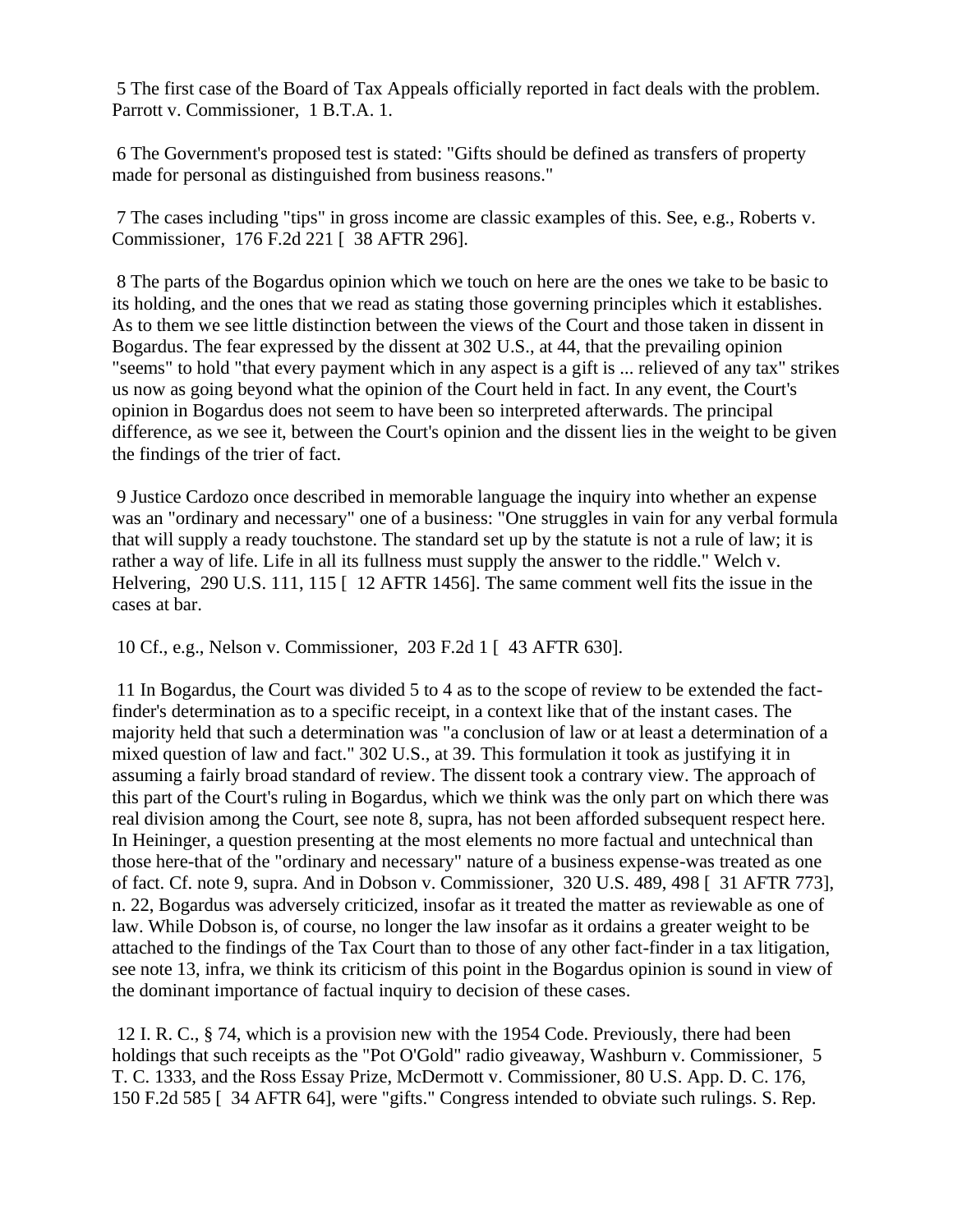5 The first case of the Board of Tax Appeals officially reported in fact deals with the problem. Parrott v. Commissioner, 1 B.T.A. 1.

6 The Government's proposed test is stated: "Gifts should be defined as transfers of property made for personal as distinguished from business reasons."

7 The cases including "tips" in gross income are classic examples of this. See, e.g., Roberts v. Commissioner, 176 F.2d 221 [ 38 AFTR 296].

8 The parts of the Bogardus opinion which we touch on here are the ones we take to be basic to its holding, and the ones that we read as stating those governing principles which it establishes. As to them we see little distinction between the views of the Court and those taken in dissent in Bogardus. The fear expressed by the dissent at 302 U.S., at 44, that the prevailing opinion "seems" to hold "that every payment which in any aspect is a gift is ... relieved of any tax" strikes us now as going beyond what the opinion of the Court held in fact. In any event, the Court's opinion in Bogardus does not seem to have been so interpreted afterwards. The principal difference, as we see it, between the Court's opinion and the dissent lies in the weight to be given the findings of the trier of fact.

9 Justice Cardozo once described in memorable language the inquiry into whether an expense was an "ordinary and necessary" one of a business: "One struggles in vain for any verbal formula that will supply a ready touchstone. The standard set up by the statute is not a rule of law; it is rather a way of life. Life in all its fullness must supply the answer to the riddle." Welch v. Helvering, 290 U.S. 111, 115 [ 12 AFTR 1456]. The same comment well fits the issue in the cases at bar.

10 Cf., e.g., Nelson v. Commissioner, 203 F.2d 1 [ 43 AFTR 630].

11 In Bogardus, the Court was divided 5 to 4 as to the scope of review to be extended the fact-finder's determination as to a specific receipt, in a context like that of the instant cases. The majority held that such a determination was "a conclusion of law or at least a determination of a mixed question of law and fact." 302 U.S., at 39. This formulation it took as justifying it in assuming a fairly broad standard of review. The dissent took a contrary view. The approach of this part of the Court's ruling in Bogardus, which we think was the only part on which there was real division among the Court, see note 8, supra, has not been afforded subsequent respect here. In Heininger, a question presenting at the most elements no more factual and untechnical than those here-that of the "ordinary and necessary" nature of a business expense-was treated as one of fact. Cf. note 9, supra. And in Dobson v. Commissioner, 320 U.S. 489, 498 [ 31 AFTR 773], n. 22, Bogardus was adversely criticized, insofar as it treated the matter as reviewable as one of law. While Dobson is, of course, no longer the law insofar as it ordains a greater weight to be attached to the findings of the Tax Court than to those of any other fact-finder in a tax litigation, see note 13, infra, we think its criticism of this point in the Bogardus opinion is sound in view of the dominant importance of factual inquiry to decision of these cases.

12 I. R. C., § 74, which is a provision new with the 1954 Code. Previously, there had been holdings that such receipts as the "Pot O'Gold" radio giveaway, Washburn v. Commissioner, 5 T. C. 1333, and the Ross Essay Prize, McDermott v. Commissioner, 80 U.S. App. D. C. 176, 150 F.2d 585 [ 34 AFTR 64], were "gifts." Congress intended to obviate such rulings. S. Rep.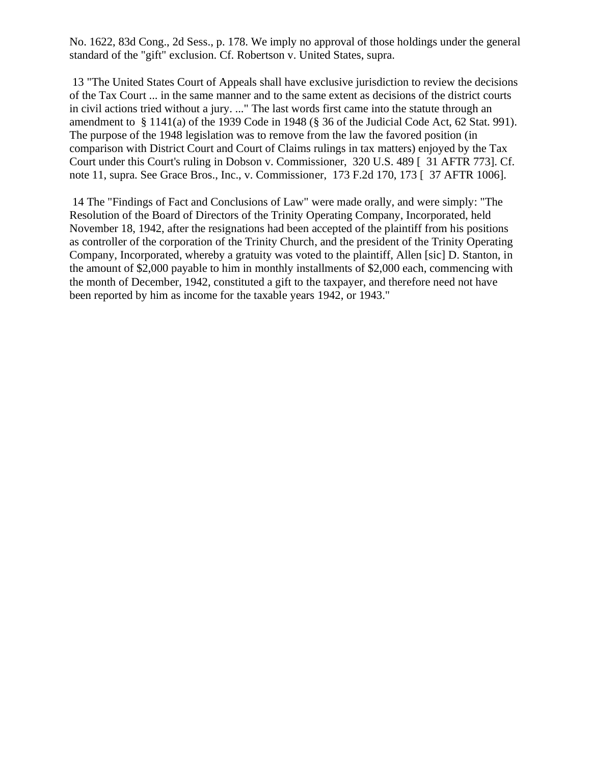No. 1622, 83d Cong., 2d Sess., p. 178. We imply no approval of those holdings under the general standard of the "gift" exclusion. Cf. Robertson v. United States, supra.

13 "The United States Court of Appeals shall have exclusive jurisdiction to review the decisions of the Tax Court ... in the same manner and to the same extent as decisions of the district courts in civil actions tried without a jury. ..." The last words first came into the statute through an amendment to § 1141(a) of the 1939 Code in 1948 (§ 36 of the Judicial Code Act, 62 Stat. 991). The purpose of the 1948 legislation was to remove from the law the favored position (in comparison with District Court and Court of Claims rulings in tax matters) enjoyed by the Tax Court under this Court's ruling in Dobson v. Commissioner, 320 U.S. 489 [ 31 AFTR 773]. Cf. note 11, supra. See Grace Bros., Inc., v. Commissioner, 173 F.2d 170, 173 [ 37 AFTR 1006].

14 The "Findings of Fact and Conclusions of Law" were made orally, and were simply: "The Resolution of the Board of Directors of the Trinity Operating Company, Incorporated, held November 18, 1942, after the resignations had been accepted of the plaintiff from his positions as controller of the corporation of the Trinity Church, and the president of the Trinity Operating Company, Incorporated, whereby a gratuity was voted to the plaintiff, Allen [sic] D. Stanton, in the amount of $2,000 payable to him in monthly installments of $2,000 each, commencing with the month of December, 1942, constituted a gift to the taxpayer, and therefore need not have been reported by him as income for the taxable years 1942, or 1943."